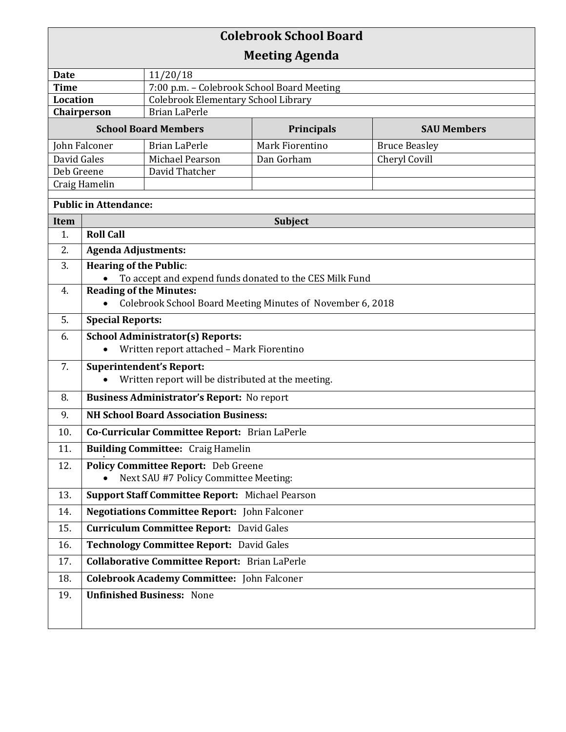# Colebrook School Board
## Meeting Agenda

| | |
|---|---|
| **Date** | 11/20/18 |
| **Time** | 7:00 p.m. – Colebrook School Board Meeting |
| **Location** | Colebrook Elementary School Library |
| **Chairperson** | Brian LaPerle |

| **School Board Members** | | **Principals** | **SAU Members** |
|---|---|---|---|
| John Falconer | Brian LaPerle | Mark Fiorentino | Bruce Beasley |
| David Gales | Michael Pearson | Dan Gorham | Cheryl Covill |
| Deb Greene | David Thatcher | | |
| Craig Hamelin | | | |

**Public in Attendance:**

| Item | Subject |
|---|---|
| 1. | **Roll Call** |
| 2. | **Agenda Adjustments:** |
| 3. | **Hearing of the Public**:<br>• To accept and expend funds donated to the CES Milk Fund |
| 4. | **Reading of the Minutes:**<br>• Colebrook School Board Meeting Minutes of November 6, 2018 |
| 5. | **Special Reports:** |
| 6. | **School Administrator(s) Reports:**<br>• Written report attached – Mark Fiorentino |
| 7. | **Superintendent's Report:**<br>• Written report will be distributed at the meeting. |
| 8. | **Business Administrator's Report:** No report |
| 9. | **NH School Board Association Business:** |
| 10. | **Co-Curricular Committee Report:** Brian LaPerle |
| 11. | **Building Committee:** Craig Hamelin |
| 12. | **Policy Committee Report:** Deb Greene<br>• Next SAU #7 Policy Committee Meeting: |
| 13. | **Support Staff Committee Report:** Michael Pearson |
| 14. | **Negotiations Committee Report:** John Falconer |
| 15. | **Curriculum Committee Report:** David Gales |
| 16. | **Technology Committee Report:** David Gales |
| 17. | **Collaborative Committee Report:** Brian LaPerle |
| 18. | **Colebrook Academy Committee:** John Falconer |
| 19. | **Unfinished Business:** None |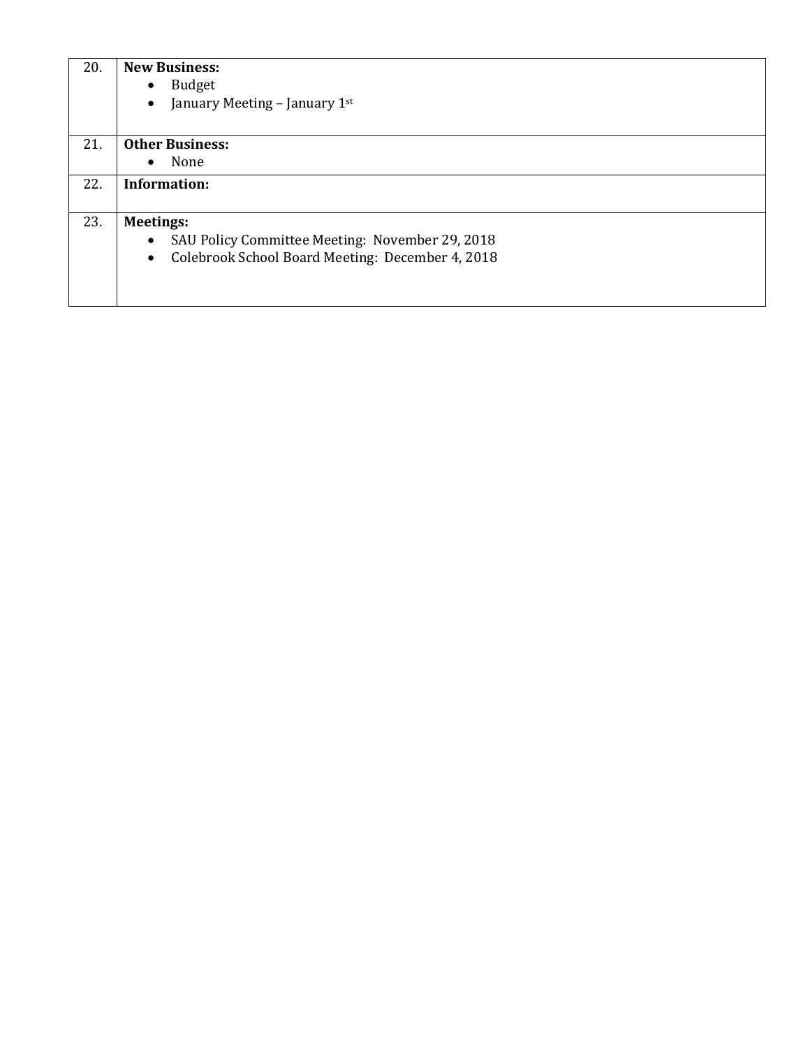| | |
|---|---|
| 20. | **New Business:**<br>• Budget<br>• January Meeting – January 1st |
| 21. | **Other Business:**<br>• None |
| 22. | **Information:** |
| 23. | **Meetings:**<br>• SAU Policy Committee Meeting: November 29, 2018<br>• Colebrook School Board Meeting: December 4, 2018 |